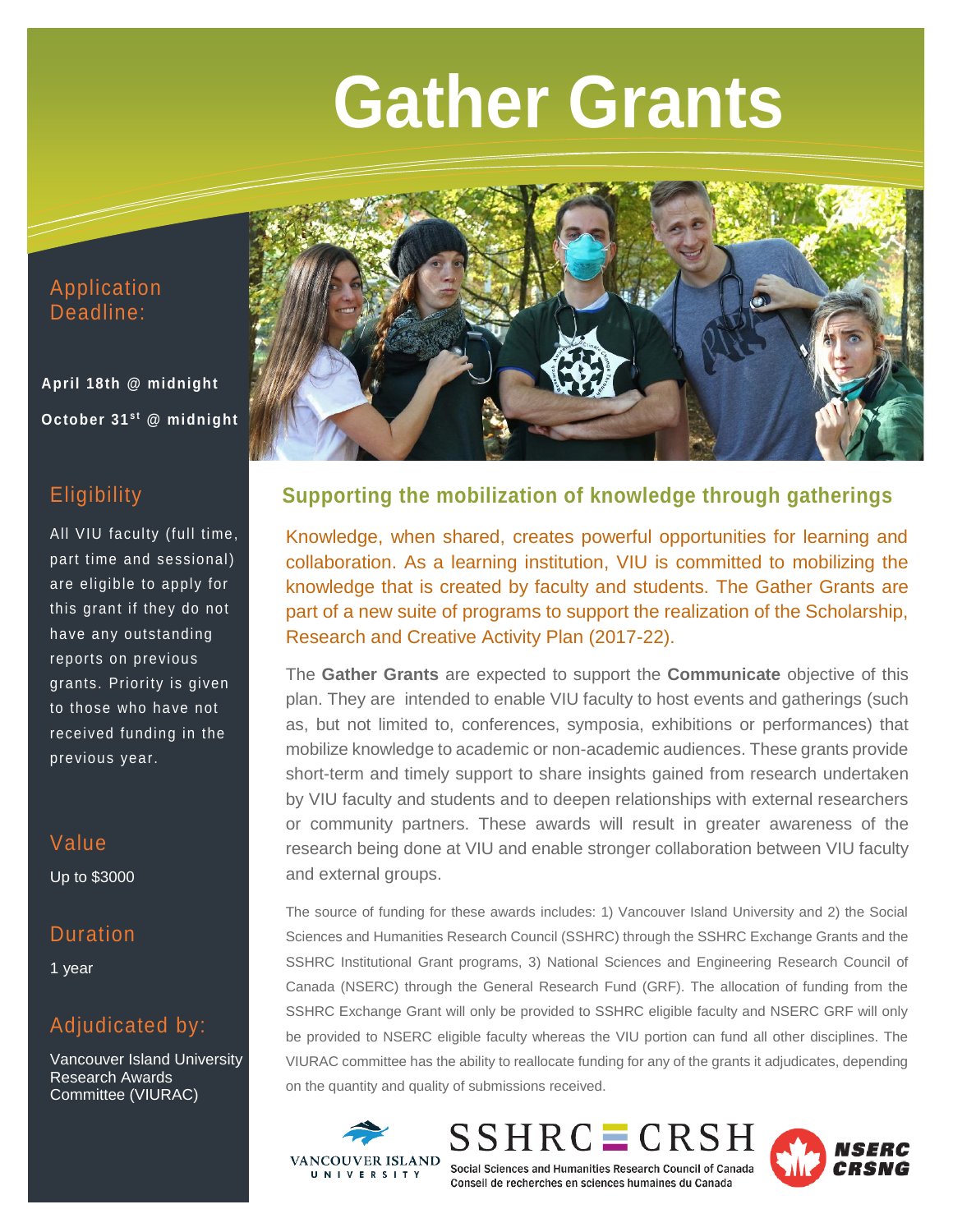# Gather Grants

## Application Deadline:

**April 18th @ midnight**

**October 31st @ midnight**

## Eligibility

All VIU faculty (full time, part time and sessional) are eligible to apply for this grant if they do not have any outstanding reports on previous grants. Priority is given to those who have not received funding in the previous year.

## Value

Up to $3000

## Duration

1 year

## Adjudicated by:

Vancouver Island University Research Awards Committee (VIURAC)

## Supporting the mobilization of knowledge through gatherings

Knowledge, when shared, creates powerful opportunities for learning and collaboration. As a learning institution, VIU is committed to mobilizing the knowledge that is created by faculty and students. The Gather Grants are part of a new suite of programs to support the realization of the Scholarship, Research and Creative Activity Plan (2017-22).

The **Gather Grants** are expected to support the **Communicate** objective of this plan. They are intended to enable VIU faculty to host events and gatherings (such as, but not limited to, conferences, symposia, exhibitions or performances) that mobilize knowledge to academic or non-academic audiences. These grants provide short-term and timely support to share insights gained from research undertaken by VIU faculty and students and to deepen relationships with external researchers or community partners. These awards will result in greater awareness of the research being done at VIU and enable stronger collaboration between VIU faculty and external groups.

The source of funding for these awards includes: 1) Vancouver Island University and 2) the Social Sciences and Humanities Research Council (SSHRC) through the SSHRC Exchange Grants and the SSHRC Institutional Grant programs, 3) National Sciences and Engineering Research Council of Canada (NSERC) through the General Research Fund (GRF). The allocation of funding from the SSHRC Exchange Grant will only be provided to SSHRC eligible faculty and NSERC GRF will only be provided to NSERC eligible faculty whereas the VIU portion can fund all other disciplines. The VIURAC committee has the ability to reallocate funding for any of the grants it adjudicates, depending on the quantity and quality of submissions received.

VANCOUVER ISLAND UNIVERSITY

SSHRC CRSH
Social Sciences and Humanities Research Council of Canada
Conseil de recherches en sciences humaines du Canada

NSERC CRSNG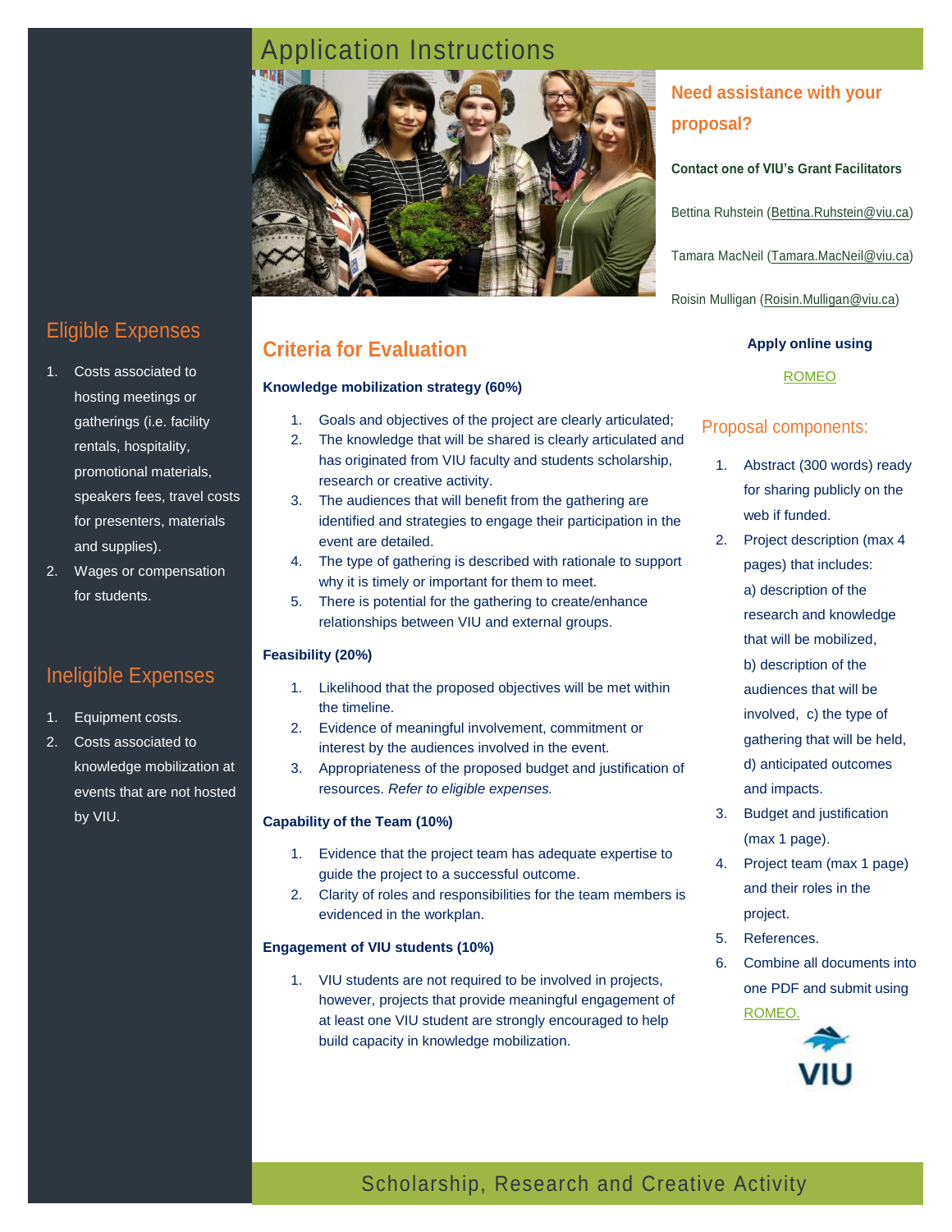# Application Instructions

## Eligible Expenses

1. Costs associated to hosting meetings or gatherings (i.e. facility rentals, hospitality, promotional materials, speakers fees, travel costs for presenters, materials and supplies).
2. Wages or compensation for students.

## Ineligible Expenses

1. Equipment costs.
2. Costs associated to knowledge mobilization at events that are not hosted by VIU.

## Criteria for Evaluation

**Knowledge mobilization strategy (60%)**

1. Goals and objectives of the project are clearly articulated;
2. The knowledge that will be shared is clearly articulated and has originated from VIU faculty and students scholarship, research or creative activity.
3. The audiences that will benefit from the gathering are identified and strategies to engage their participation in the event are detailed.
4. The type of gathering is described with rationale to support why it is timely or important for them to meet.
5. There is potential for the gathering to create/enhance relationships between VIU and external groups.

**Feasibility (20%)**

1. Likelihood that the proposed objectives will be met within the timeline.
2. Evidence of meaningful involvement, commitment or interest by the audiences involved in the event.
3. Appropriateness of the proposed budget and justification of resources. *Refer to eligible expenses.*

**Capability of the Team (10%)**

1. Evidence that the project team has adequate expertise to guide the project to a successful outcome.
2. Clarity of roles and responsibilities for the team members is evidenced in the workplan.

**Engagement of VIU students (10%)**

1. VIU students are not required to be involved in projects, however, projects that provide meaningful engagement of at least one VIU student are strongly encouraged to help build capacity in knowledge mobilization.

## Need assistance with your proposal?

**Contact one of VIU's Grant Facilitators**

Bettina Ruhstein (Bettina.Ruhstein@viu.ca)

Tamara MacNeil (Tamara.MacNeil@viu.ca)

Roisin Mulligan (Roisin.Mulligan@viu.ca)

**Apply online using**

ROMEO

## Proposal components:

1. Abstract (300 words) ready for sharing publicly on the web if funded.
2. Project description (max 4 pages) that includes: a) description of the research and knowledge that will be mobilized, b) description of the audiences that will be involved, c) the type of gathering that will be held, d) anticipated outcomes and impacts.
3. Budget and justification (max 1 page).
4. Project team (max 1 page) and their roles in the project.
5. References.
6. Combine all documents into one PDF and submit using ROMEO.

VIU

Scholarship, Research and Creative Activity